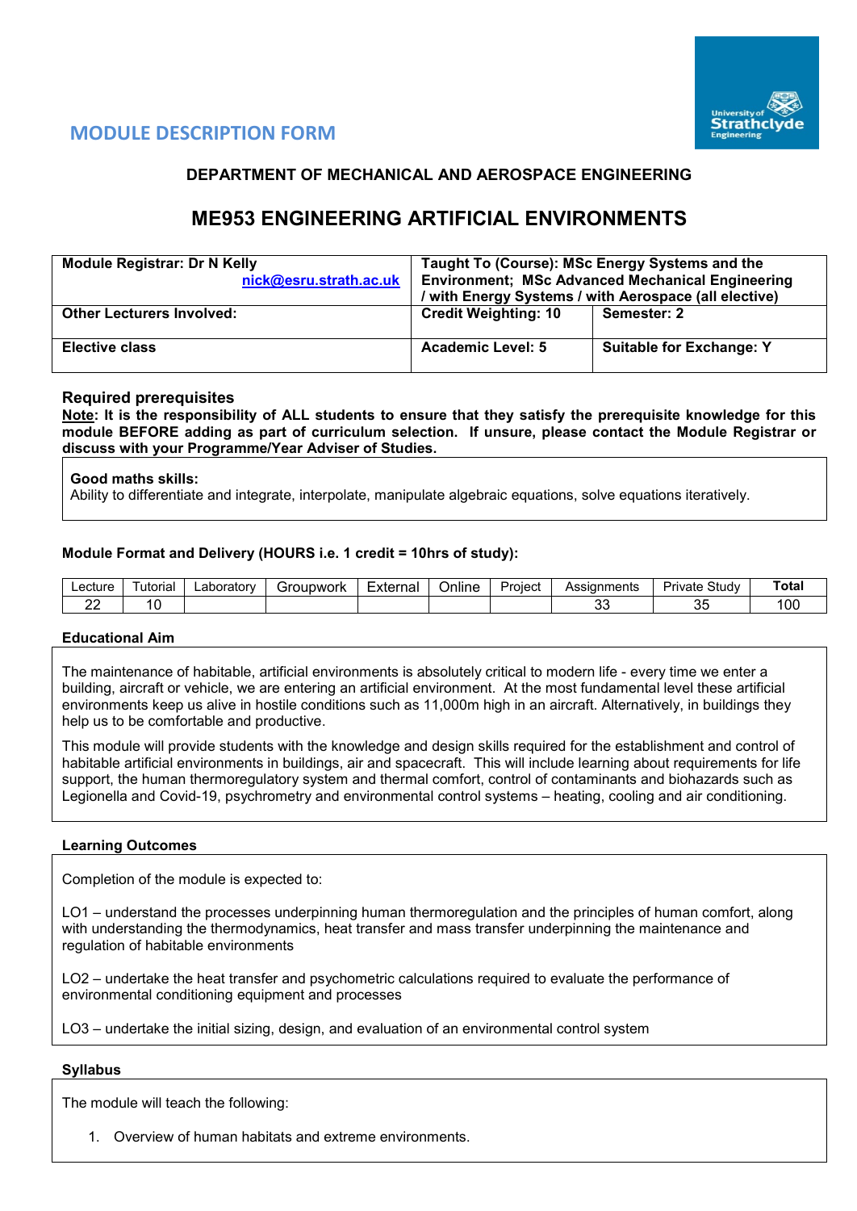## MODULE DESCRIPTION FORM

### DEPARTMENT OF MECHANICAL AND AEROSPACE ENGINEERING

# ME953 ENGINEERING ARTIFICIAL ENVIRONMENTS

| **Module Registrar: Dr N Kelly** nick@esru.strath.ac.uk | **Taught To (Course): MSc Energy Systems and the Environment; MSc Advanced Mechanical Engineering / with Energy Systems / with Aerospace (all elective)** | |
|---|---|---|
| **Other Lecturers Involved:** | **Credit Weighting: 10** | **Semester: 2** |
| **Elective class** | **Academic Level: 5** | **Suitable for Exchange: Y** |

### Required prerequisites

**Note: It is the responsibility of ALL students to ensure that they satisfy the prerequisite knowledge for this module BEFORE adding as part of curriculum selection. If unsure, please contact the Module Registrar or discuss with your Programme/Year Adviser of Studies.**

**Good maths skills:**
Ability to differentiate and integrate, interpolate, manipulate algebraic equations, solve equations iteratively.

**Module Format and Delivery (HOURS i.e. 1 credit = 10hrs of study):**

| Lecture | Tutorial | Laboratory | Groupwork | External | Online | Project | Assignments | Private Study | **Total** |
|---|---|---|---|---|---|---|---|---|---|
| 22 | 10 | | | | | | 33 | 35 | 100 |

### Educational Aim

The maintenance of habitable, artificial environments is absolutely critical to modern life - every time we enter a building, aircraft or vehicle, we are entering an artificial environment. At the most fundamental level these artificial environments keep us alive in hostile conditions such as 11,000m high in an aircraft. Alternatively, in buildings they help us to be comfortable and productive.

This module will provide students with the knowledge and design skills required for the establishment and control of habitable artificial environments in buildings, air and spacecraft. This will include learning about requirements for life support, the human thermoregulatory system and thermal comfort, control of contaminants and biohazards such as Legionella and Covid-19, psychrometry and environmental control systems – heating, cooling and air conditioning.

### Learning Outcomes

Completion of the module is expected to:

LO1 – understand the processes underpinning human thermoregulation and the principles of human comfort, along with understanding the thermodynamics, heat transfer and mass transfer underpinning the maintenance and regulation of habitable environments

LO2 – undertake the heat transfer and psychometric calculations required to evaluate the performance of environmental conditioning equipment and processes

LO3 – undertake the initial sizing, design, and evaluation of an environmental control system

### Syllabus

The module will teach the following:

1. Overview of human habitats and extreme environments.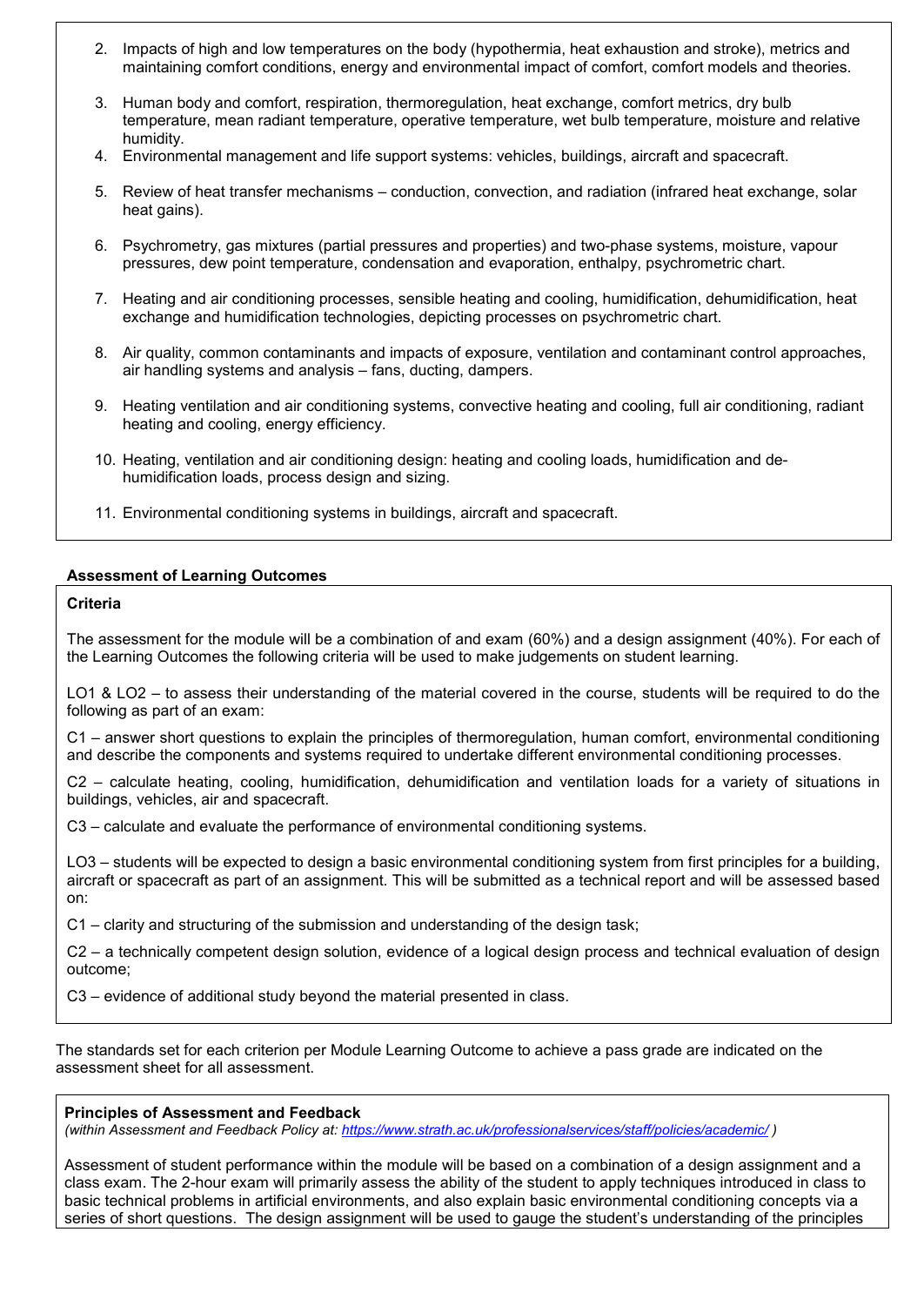2. Impacts of high and low temperatures on the body (hypothermia, heat exhaustion and stroke), metrics and maintaining comfort conditions, energy and environmental impact of comfort, comfort models and theories.

3. Human body and comfort, respiration, thermoregulation, heat exchange, comfort metrics, dry bulb temperature, mean radiant temperature, operative temperature, wet bulb temperature, moisture and relative humidity.

4. Environmental management and life support systems: vehicles, buildings, aircraft and spacecraft.

5. Review of heat transfer mechanisms – conduction, convection, and radiation (infrared heat exchange, solar heat gains).

6. Psychrometry, gas mixtures (partial pressures and properties) and two-phase systems, moisture, vapour pressures, dew point temperature, condensation and evaporation, enthalpy, psychrometric chart.

7. Heating and air conditioning processes, sensible heating and cooling, humidification, dehumidification, heat exchange and humidification technologies, depicting processes on psychrometric chart.

8. Air quality, common contaminants and impacts of exposure, ventilation and contaminant control approaches, air handling systems and analysis – fans, ducting, dampers.

9. Heating ventilation and air conditioning systems, convective heating and cooling, full air conditioning, radiant heating and cooling, energy efficiency.

10. Heating, ventilation and air conditioning design: heating and cooling loads, humidification and de-humidification loads, process design and sizing.

11. Environmental conditioning systems in buildings, aircraft and spacecraft.

**Assessment of Learning Outcomes**

**Criteria**

The assessment for the module will be a combination of and exam (60%) and a design assignment (40%). For each of the Learning Outcomes the following criteria will be used to make judgements on student learning.

LO1 & LO2 – to assess their understanding of the material covered in the course, students will be required to do the following as part of an exam:

C1 – answer short questions to explain the principles of thermoregulation, human comfort, environmental conditioning and describe the components and systems required to undertake different environmental conditioning processes.

C2 – calculate heating, cooling, humidification, dehumidification and ventilation loads for a variety of situations in buildings, vehicles, air and spacecraft.

C3 – calculate and evaluate the performance of environmental conditioning systems.

LO3 – students will be expected to design a basic environmental conditioning system from first principles for a building, aircraft or spacecraft as part of an assignment. This will be submitted as a technical report and will be assessed based on:

C1 – clarity and structuring of the submission and understanding of the design task;

C2 – a technically competent design solution, evidence of a logical design process and technical evaluation of design outcome;

C3 – evidence of additional study beyond the material presented in class.

The standards set for each criterion per Module Learning Outcome to achieve a pass grade are indicated on the assessment sheet for all assessment.

**Principles of Assessment and Feedback**
*(within Assessment and Feedback Policy at: https://www.strath.ac.uk/professionalservices/staff/policies/academic/ )*

Assessment of student performance within the module will be based on a combination of a design assignment and a class exam. The 2-hour exam will primarily assess the ability of the student to apply techniques introduced in class to basic technical problems in artificial environments, and also explain basic environmental conditioning concepts via a series of short questions. The design assignment will be used to gauge the student's understanding of the principles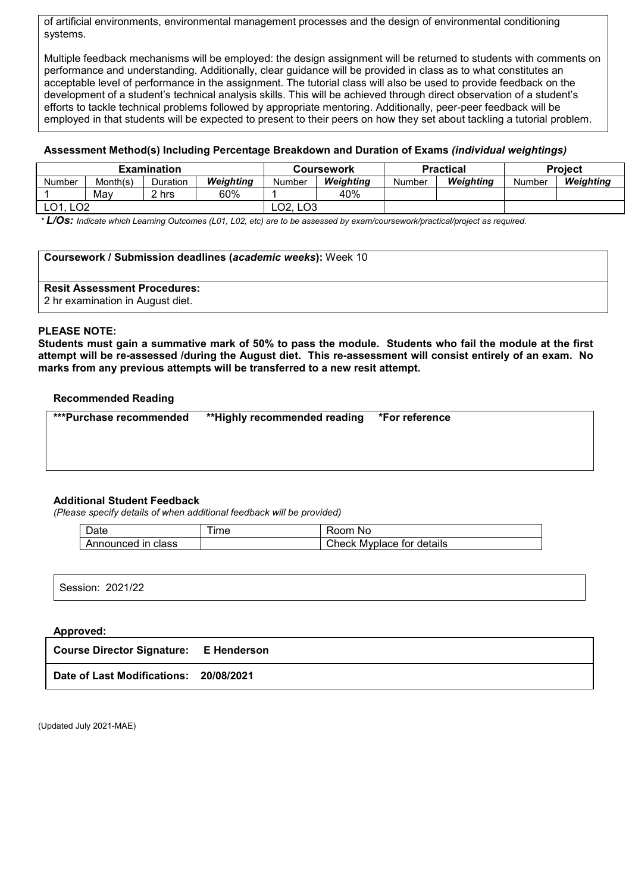of artificial environments, environmental management processes and the design of environmental conditioning systems.

Multiple feedback mechanisms will be employed: the design assignment will be returned to students with comments on performance and understanding. Additionally, clear guidance will be provided in class as to what constitutes an acceptable level of performance in the assignment. The tutorial class will also be used to provide feedback on the development of a student's technical analysis skills. This will be achieved through direct observation of a student's efforts to tackle technical problems followed by appropriate mentoring. Additionally, peer-peer feedback will be employed in that students will be expected to present to their peers on how they set about tackling a tutorial problem.

**Assessment Method(s) Including Percentage Breakdown and Duration of Exams** ***(individual weightings)***

| Examination | | | | Coursework | | Practical | | Project | |
|---|---|---|---|---|---|---|---|---|---|
| Number | Month(s) | Duration | *Weighting* | Number | *Weighting* | Number | *Weighting* | Number | *Weighting* |
| 1 | May | 2 hrs | 60% | 1 | 40% | | | | |
| LO1, LO2 | | | | LO2, LO3 | | | | | |

*\* **L/Os:** Indicate which Learning Outcomes (L01, L02, etc) are to be assessed by exam/coursework/practical/project as required.*

**Coursework / Submission deadlines (*academic weeks*):** Week 10

**Resit Assessment Procedures:**
2 hr examination in August diet.

**PLEASE NOTE:**
**Students must gain a summative mark of 50% to pass the module. Students who fail the module at the first attempt will be re-assessed /during the August diet. This re-assessment will consist entirely of an exam. No marks from any previous attempts will be transferred to a new resit attempt.**

**Recommended Reading**

**\*\*\*Purchase recommended    \*\*Highly recommended reading    \*For reference**

**Additional Student Feedback**
*(Please specify details of when additional feedback will be provided)*

| Date | Time | Room No |
|---|---|---|
| Announced in class | | Check Myplace for details |

Session: 2021/22

**Approved:**

**Course Director Signature: E Henderson**

**Date of Last Modifications: 20/08/2021**

(Updated July 2021-MAE)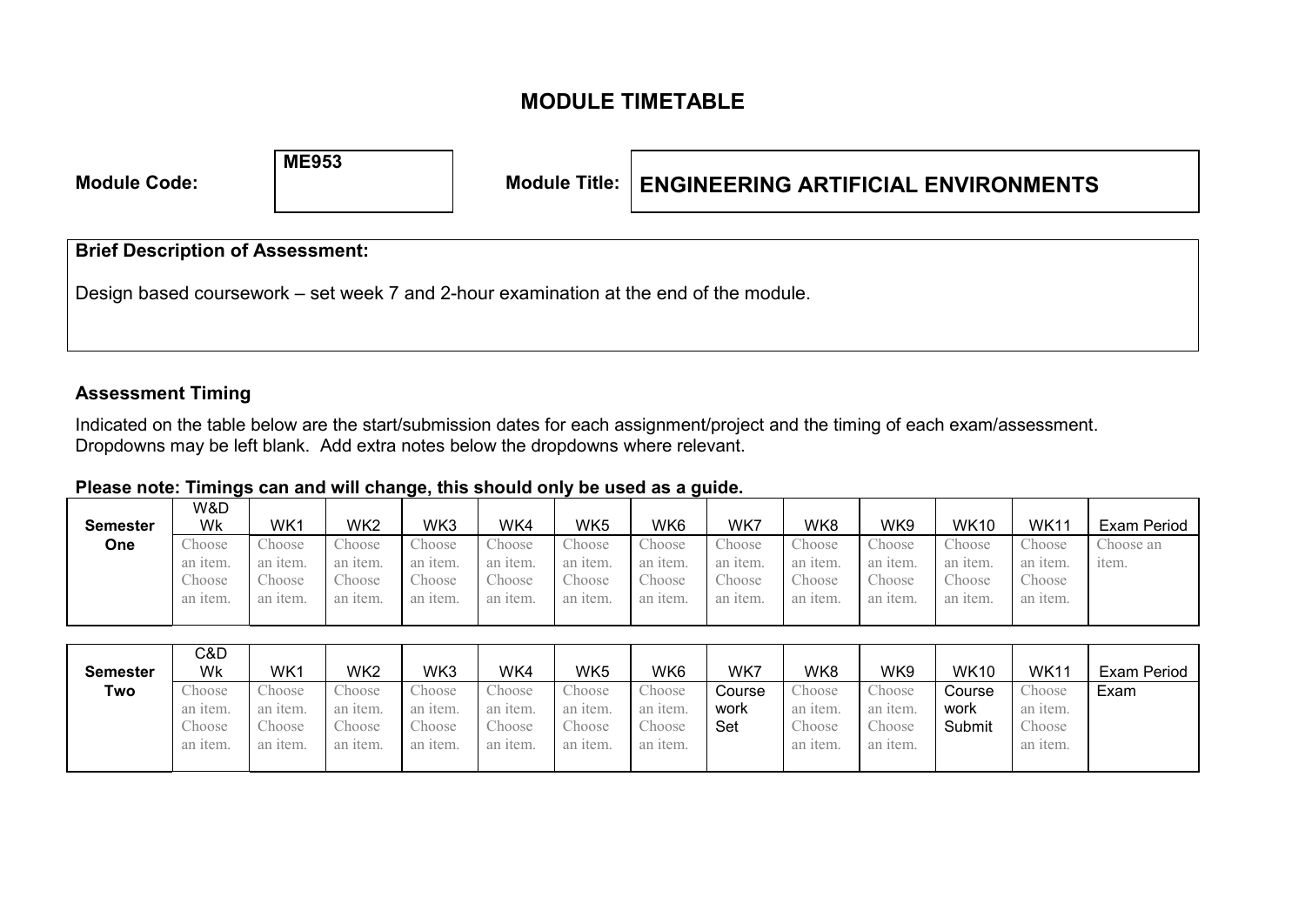# MODULE TIMETABLE

**Module Code:** ME953

**Module Title:** ENGINEERING ARTIFICIAL ENVIRONMENTS

**Brief Description of Assessment:**

Design based coursework – set week 7 and 2-hour examination at the end of the module.

**Assessment Timing**

Indicated on the table below are the start/submission dates for each assignment/project and the timing of each exam/assessment. Dropdowns may be left blank. Add extra notes below the dropdowns where relevant.

**Please note: Timings can and will change, this should only be used as a guide.**

| Semester | W&D Wk | WK1 | WK2 | WK3 | WK4 | WK5 | WK6 | WK7 | WK8 | WK9 | WK10 | WK11 | Exam Period |
|---|---|---|---|---|---|---|---|---|---|---|---|---|---|
| **One** | Choose an item. Choose an item. | Choose an item. Choose an item. | Choose an item. Choose an item. | Choose an item. Choose an item. | Choose an item. Choose an item. | Choose an item. Choose an item. | Choose an item. Choose an item. | Choose an item. Choose an item. | Choose an item. Choose an item. | Choose an item. Choose an item. | Choose an item. Choose an item. | Choose an item. Choose an item. | Choose an item. |

| Semester | C&D Wk | WK1 | WK2 | WK3 | WK4 | WK5 | WK6 | WK7 | WK8 | WK9 | WK10 | WK11 | Exam Period |
|---|---|---|---|---|---|---|---|---|---|---|---|---|---|
| **Two** | Choose an item. Choose an item. | Choose an item. Choose an item. | Choose an item. Choose an item. | Choose an item. Choose an item. | Choose an item. Choose an item. | Choose an item. Choose an item. | Choose an item. Choose an item. | Course work Set | Choose an item. Choose an item. | Choose an item. Choose an item. | Course work Submit | Choose an item. Choose an item. | Exam |